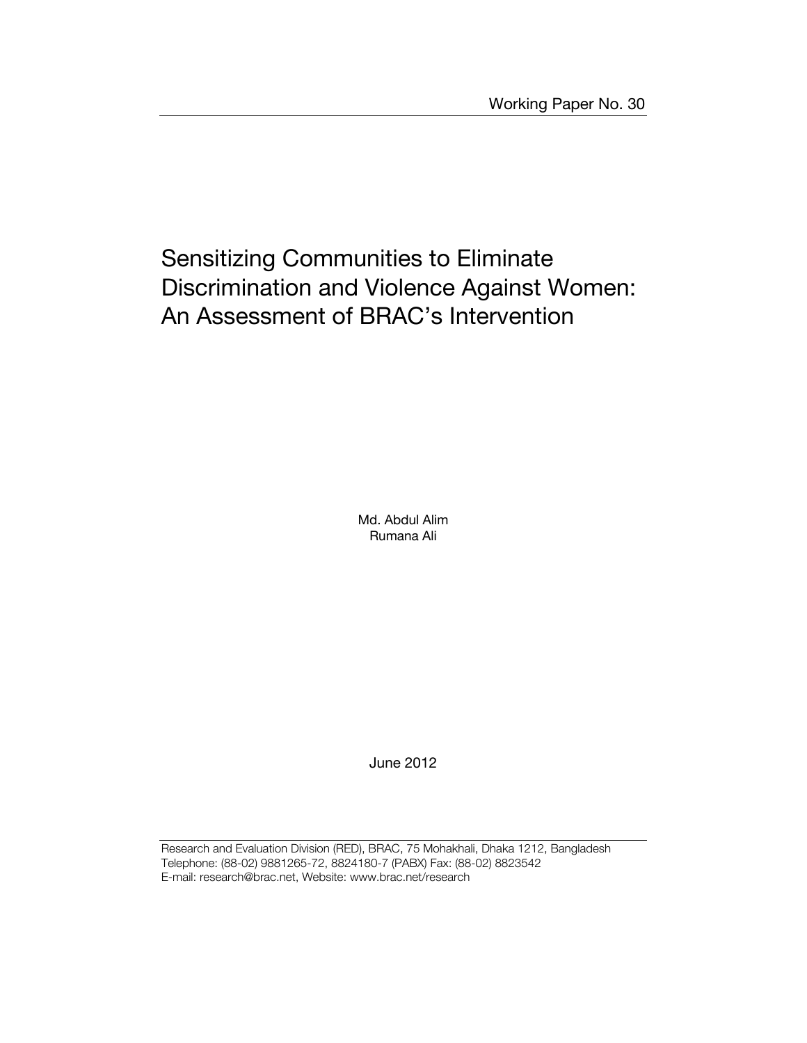Working Paper No. 30

# Sensitizing Communities to Eliminate Discrimination and Violence Against Women: An Assessment of BRAC's Intervention

Md. Abdul Alim
Rumana Ali

June 2012

Research and Evaluation Division (RED), BRAC, 75 Mohakhali, Dhaka 1212, Bangladesh
Telephone: (88-02) 9881265-72, 8824180-7 (PABX) Fax: (88-02) 8823542
E-mail: research@brac.net, Website: www.brac.net/research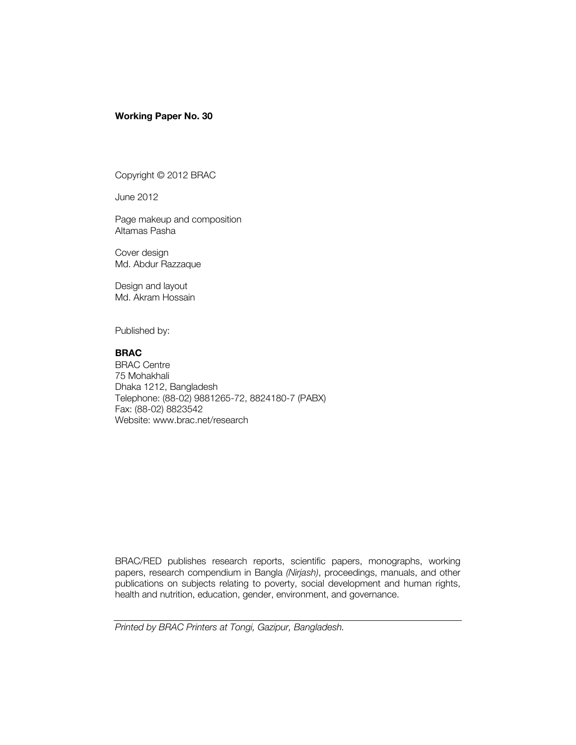**Working Paper No. 30**

Copyright © 2012 BRAC

June 2012

Page makeup and composition
Altamas Pasha

Cover design
Md. Abdur Razzaque

Design and layout
Md. Akram Hossain

Published by:

**BRAC**
BRAC Centre
75 Mohakhali
Dhaka 1212, Bangladesh
Telephone: (88-02) 9881265-72, 8824180-7 (PABX)
Fax: (88-02) 8823542
Website: www.brac.net/research

BRAC/RED publishes research reports, scientific papers, monographs, working papers, research compendium in Bangla *(Nirjash)*, proceedings, manuals, and other publications on subjects relating to poverty, social development and human rights, health and nutrition, education, gender, environment, and governance.

---

*Printed by BRAC Printers at Tongi, Gazipur, Bangladesh.*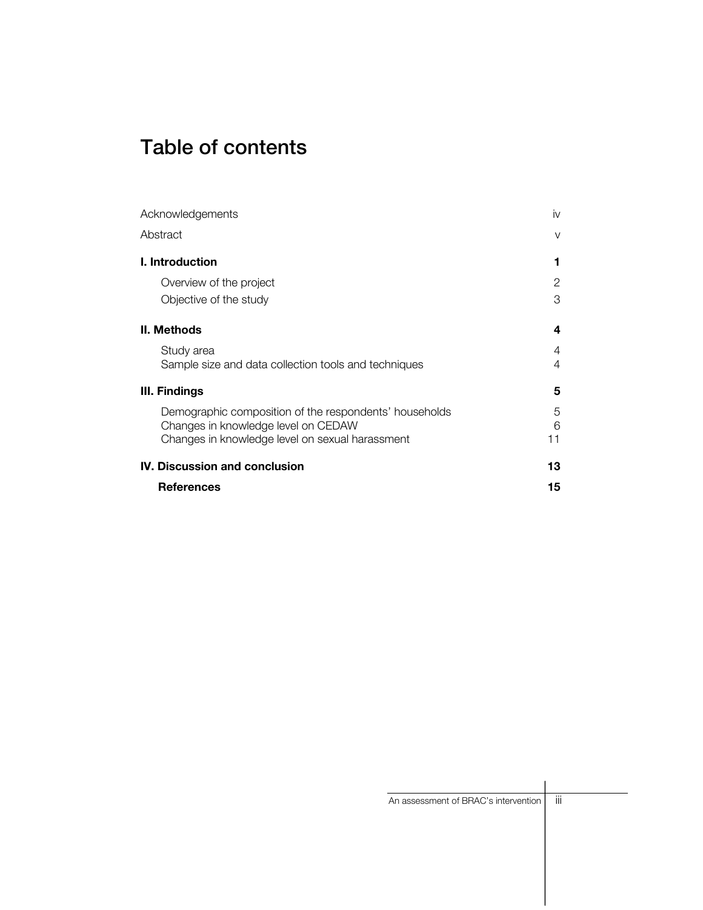# Table of contents

| | |
|---|---|
| Acknowledgements | iv |
| Abstract | v |
| **I. Introduction** | **1** |
| Overview of the project | 2 |
| Objective of the study | 3 |
| **II. Methods** | **4** |
| Study area | 4 |
| Sample size and data collection tools and techniques | 4 |
| **III. Findings** | **5** |
| Demographic composition of the respondents' households | 5 |
| Changes in knowledge level on CEDAW | 6 |
| Changes in knowledge level on sexual harassment | 11 |
| **IV. Discussion and conclusion** | **13** |
| **References** | **15** |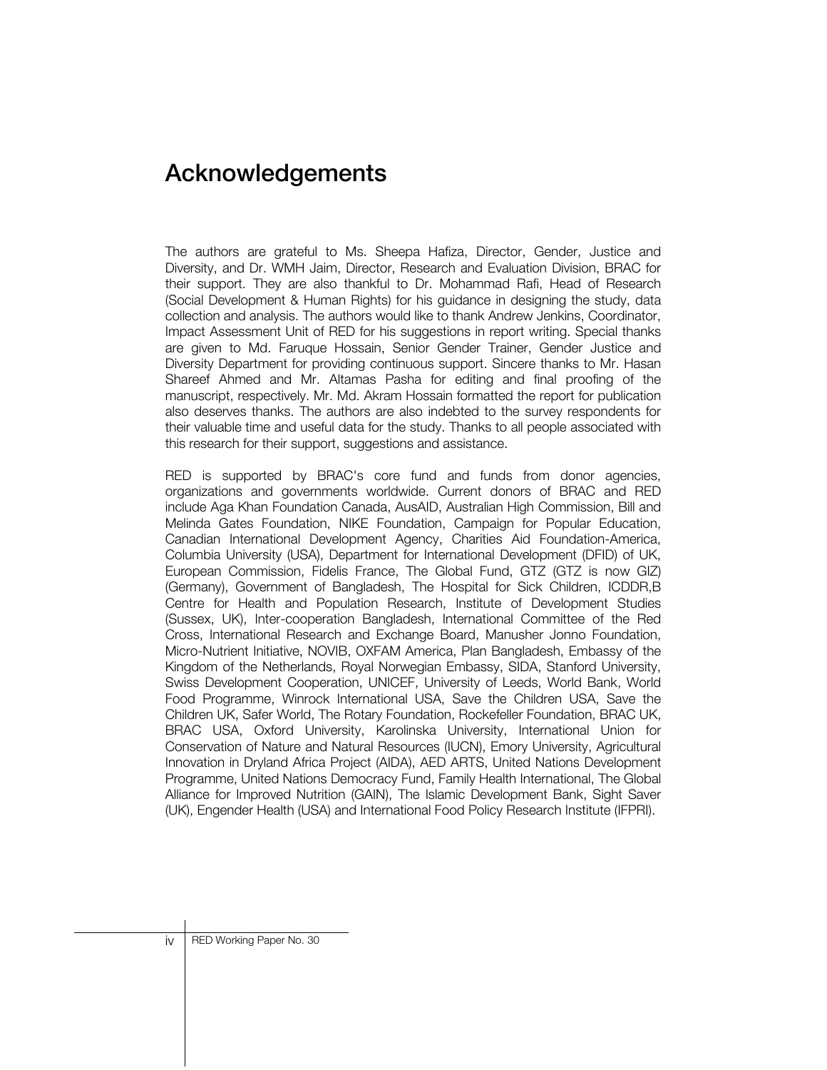# Acknowledgements

The authors are grateful to Ms. Sheepa Hafiza, Director, Gender, Justice and Diversity, and Dr. WMH Jaim, Director, Research and Evaluation Division, BRAC for their support. They are also thankful to Dr. Mohammad Rafi, Head of Research (Social Development & Human Rights) for his guidance in designing the study, data collection and analysis. The authors would like to thank Andrew Jenkins, Coordinator, Impact Assessment Unit of RED for his suggestions in report writing. Special thanks are given to Md. Faruque Hossain, Senior Gender Trainer, Gender Justice and Diversity Department for providing continuous support. Sincere thanks to Mr. Hasan Shareef Ahmed and Mr. Altamas Pasha for editing and final proofing of the manuscript, respectively. Mr. Md. Akram Hossain formatted the report for publication also deserves thanks. The authors are also indebted to the survey respondents for their valuable time and useful data for the study. Thanks to all people associated with this research for their support, suggestions and assistance.

RED is supported by BRAC's core fund and funds from donor agencies, organizations and governments worldwide. Current donors of BRAC and RED include Aga Khan Foundation Canada, AusAID, Australian High Commission, Bill and Melinda Gates Foundation, NIKE Foundation, Campaign for Popular Education, Canadian International Development Agency, Charities Aid Foundation-America, Columbia University (USA), Department for International Development (DFID) of UK, European Commission, Fidelis France, The Global Fund, GTZ (GTZ is now GIZ) (Germany), Government of Bangladesh, The Hospital for Sick Children, ICDDR,B Centre for Health and Population Research, Institute of Development Studies (Sussex, UK), Inter-cooperation Bangladesh, International Committee of the Red Cross, International Research and Exchange Board, Manusher Jonno Foundation, Micro-Nutrient Initiative, NOVIB, OXFAM America, Plan Bangladesh, Embassy of the Kingdom of the Netherlands, Royal Norwegian Embassy, SIDA, Stanford University, Swiss Development Cooperation, UNICEF, University of Leeds, World Bank, World Food Programme, Winrock International USA, Save the Children USA, Save the Children UK, Safer World, The Rotary Foundation, Rockefeller Foundation, BRAC UK, BRAC USA, Oxford University, Karolinska University, International Union for Conservation of Nature and Natural Resources (IUCN), Emory University, Agricultural Innovation in Dryland Africa Project (AIDA), AED ARTS, United Nations Development Programme, United Nations Democracy Fund, Family Health International, The Global Alliance for Improved Nutrition (GAIN), The Islamic Development Bank, Sight Saver (UK), Engender Health (USA) and International Food Policy Research Institute (IFPRI).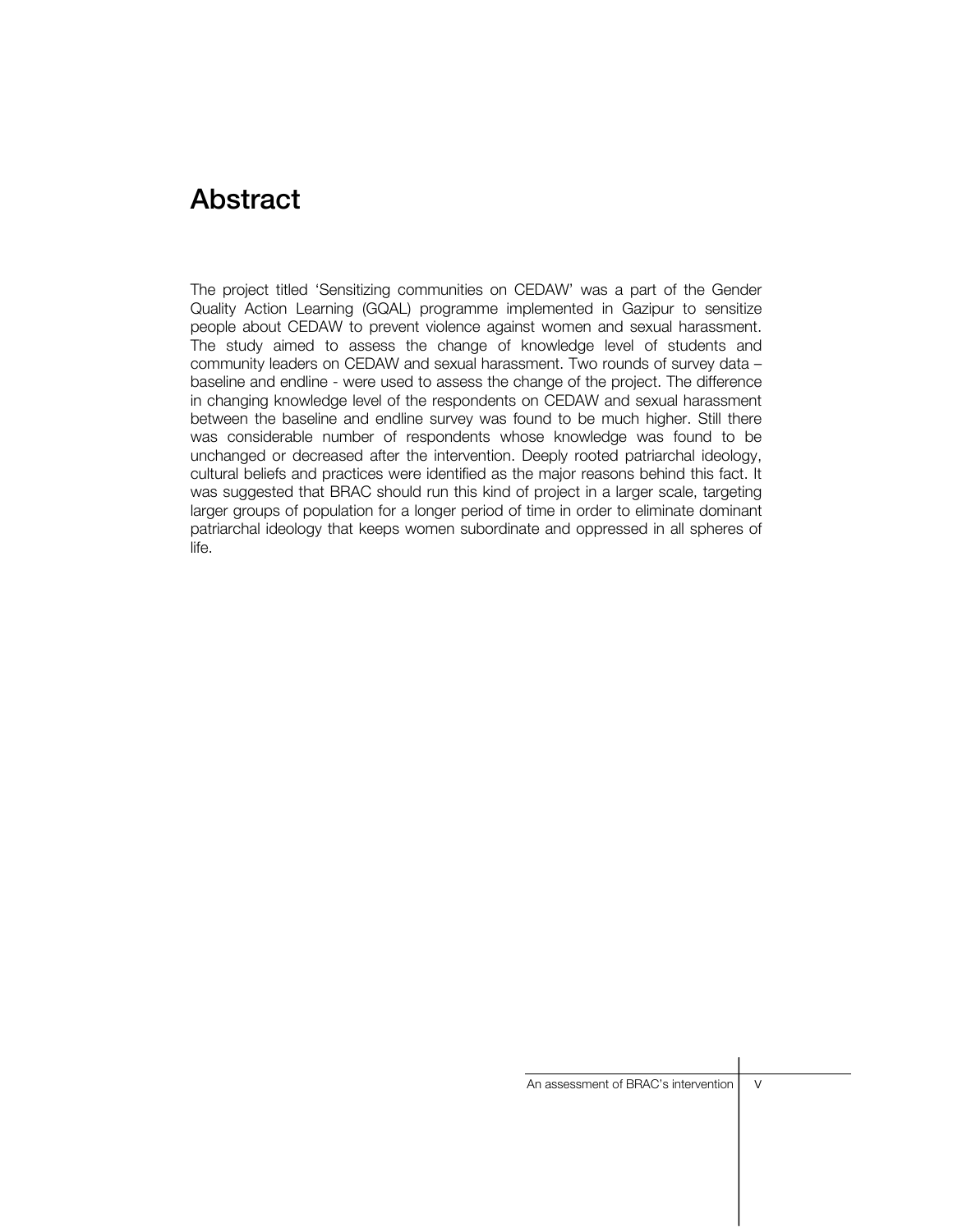# Abstract

The project titled 'Sensitizing communities on CEDAW' was a part of the Gender Quality Action Learning (GQAL) programme implemented in Gazipur to sensitize people about CEDAW to prevent violence against women and sexual harassment. The study aimed to assess the change of knowledge level of students and community leaders on CEDAW and sexual harassment. Two rounds of survey data – baseline and endline - were used to assess the change of the project. The difference in changing knowledge level of the respondents on CEDAW and sexual harassment between the baseline and endline survey was found to be much higher. Still there was considerable number of respondents whose knowledge was found to be unchanged or decreased after the intervention. Deeply rooted patriarchal ideology, cultural beliefs and practices were identified as the major reasons behind this fact. It was suggested that BRAC should run this kind of project in a larger scale, targeting larger groups of population for a longer period of time in order to eliminate dominant patriarchal ideology that keeps women subordinate and oppressed in all spheres of life.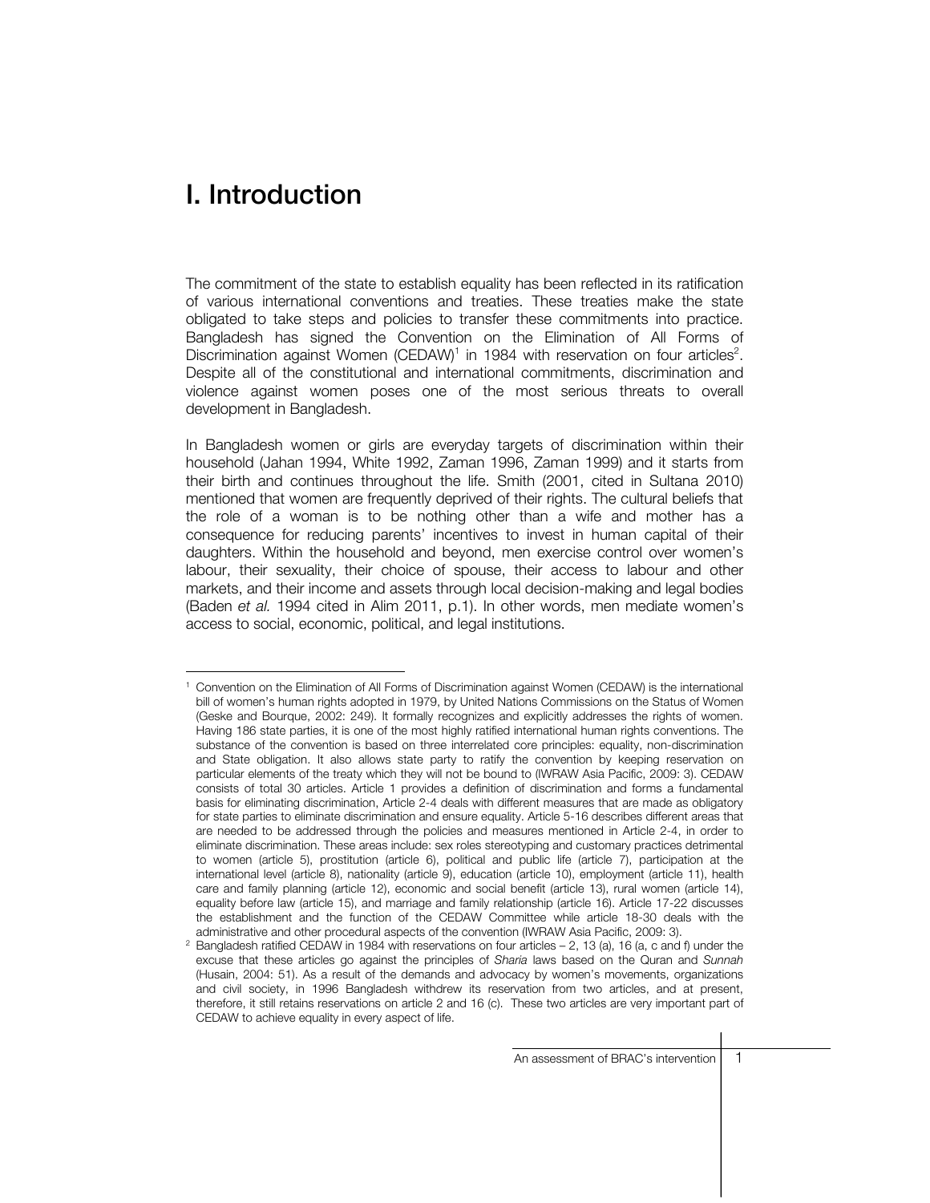# I. Introduction

The commitment of the state to establish equality has been reflected in its ratification of various international conventions and treaties. These treaties make the state obligated to take steps and policies to transfer these commitments into practice. Bangladesh has signed the Convention on the Elimination of All Forms of Discrimination against Women (CEDAW)[1] in 1984 with reservation on four articles[2]. Despite all of the constitutional and international commitments, discrimination and violence against women poses one of the most serious threats to overall development in Bangladesh.

In Bangladesh women or girls are everyday targets of discrimination within their household (Jahan 1994, White 1992, Zaman 1996, Zaman 1999) and it starts from their birth and continues throughout the life. Smith (2001, cited in Sultana 2010) mentioned that women are frequently deprived of their rights. The cultural beliefs that the role of a woman is to be nothing other than a wife and mother has a consequence for reducing parents' incentives to invest in human capital of their daughters. Within the household and beyond, men exercise control over women's labour, their sexuality, their choice of spouse, their access to labour and other markets, and their income and assets through local decision-making and legal bodies (Baden *et al.* 1994 cited in Alim 2011, p.1). In other words, men mediate women's access to social, economic, political, and legal institutions.

---

[1] Convention on the Elimination of All Forms of Discrimination against Women (CEDAW) is the international bill of women's human rights adopted in 1979, by United Nations Commissions on the Status of Women (Geske and Bourque, 2002: 249). It formally recognizes and explicitly addresses the rights of women. Having 186 state parties, it is one of the most highly ratified international human rights conventions. The substance of the convention is based on three interrelated core principles: equality, non-discrimination and State obligation. It also allows state party to ratify the convention by keeping reservation on particular elements of the treaty which they will not be bound to (IWRAW Asia Pacific, 2009: 3). CEDAW consists of total 30 articles. Article 1 provides a definition of discrimination and forms a fundamental basis for eliminating discrimination, Article 2-4 deals with different measures that are made as obligatory for state parties to eliminate discrimination and ensure equality. Article 5-16 describes different areas that are needed to be addressed through the policies and measures mentioned in Article 2-4, in order to eliminate discrimination. These areas include: sex roles stereotyping and customary practices detrimental to women (article 5), prostitution (article 6), political and public life (article 7), participation at the international level (article 8), nationality (article 9), education (article 10), employment (article 11), health care and family planning (article 12), economic and social benefit (article 13), rural women (article 14), equality before law (article 15), and marriage and family relationship (article 16). Article 17-22 discusses the establishment and the function of the CEDAW Committee while article 18-30 deals with the administrative and other procedural aspects of the convention (IWRAW Asia Pacific, 2009: 3).

[2] Bangladesh ratified CEDAW in 1984 with reservations on four articles – 2, 13 (a), 16 (a, c and f) under the excuse that these articles go against the principles of *Sharia* laws based on the Quran and *Sunnah* (Husain, 2004: 51). As a result of the demands and advocacy by women's movements, organizations and civil society, in 1996 Bangladesh withdrew its reservation from two articles, and at present, therefore, it still retains reservations on article 2 and 16 (c). These two articles are very important part of CEDAW to achieve equality in every aspect of life.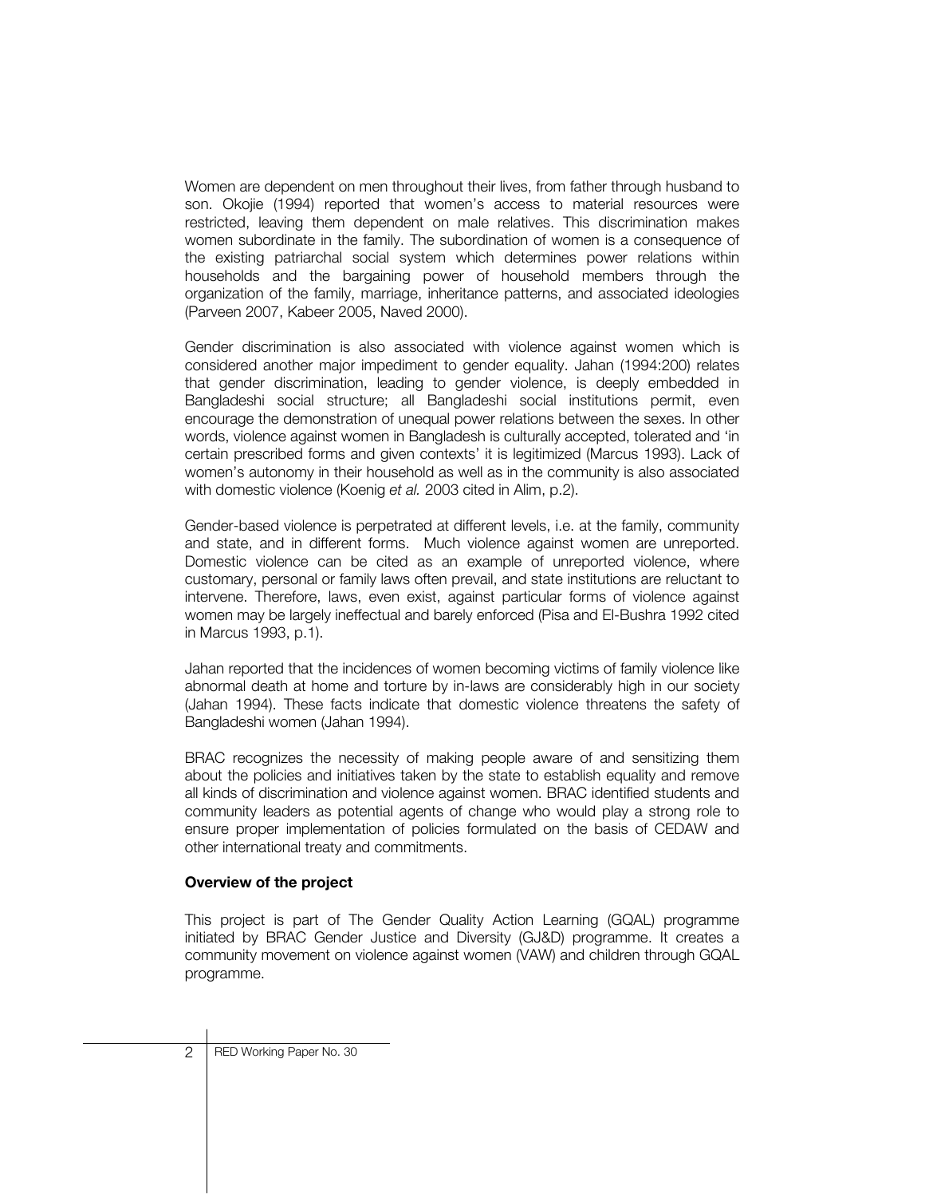Women are dependent on men throughout their lives, from father through husband to son. Okojie (1994) reported that women's access to material resources were restricted, leaving them dependent on male relatives. This discrimination makes women subordinate in the family. The subordination of women is a consequence of the existing patriarchal social system which determines power relations within households and the bargaining power of household members through the organization of the family, marriage, inheritance patterns, and associated ideologies (Parveen 2007, Kabeer 2005, Naved 2000).

Gender discrimination is also associated with violence against women which is considered another major impediment to gender equality. Jahan (1994:200) relates that gender discrimination, leading to gender violence, is deeply embedded in Bangladeshi social structure; all Bangladeshi social institutions permit, even encourage the demonstration of unequal power relations between the sexes. In other words, violence against women in Bangladesh is culturally accepted, tolerated and 'in certain prescribed forms and given contexts' it is legitimized (Marcus 1993). Lack of women's autonomy in their household as well as in the community is also associated with domestic violence (Koenig *et al.* 2003 cited in Alim, p.2).

Gender-based violence is perpetrated at different levels, i.e. at the family, community and state, and in different forms. Much violence against women are unreported. Domestic violence can be cited as an example of unreported violence, where customary, personal or family laws often prevail, and state institutions are reluctant to intervene. Therefore, laws, even exist, against particular forms of violence against women may be largely ineffectual and barely enforced (Pisa and El-Bushra 1992 cited in Marcus 1993, p.1).

Jahan reported that the incidences of women becoming victims of family violence like abnormal death at home and torture by in-laws are considerably high in our society (Jahan 1994). These facts indicate that domestic violence threatens the safety of Bangladeshi women (Jahan 1994).

BRAC recognizes the necessity of making people aware of and sensitizing them about the policies and initiatives taken by the state to establish equality and remove all kinds of discrimination and violence against women. BRAC identified students and community leaders as potential agents of change who would play a strong role to ensure proper implementation of policies formulated on the basis of CEDAW and other international treaty and commitments.

**Overview of the project**

This project is part of The Gender Quality Action Learning (GQAL) programme initiated by BRAC Gender Justice and Diversity (GJ&D) programme. It creates a community movement on violence against women (VAW) and children through GQAL programme.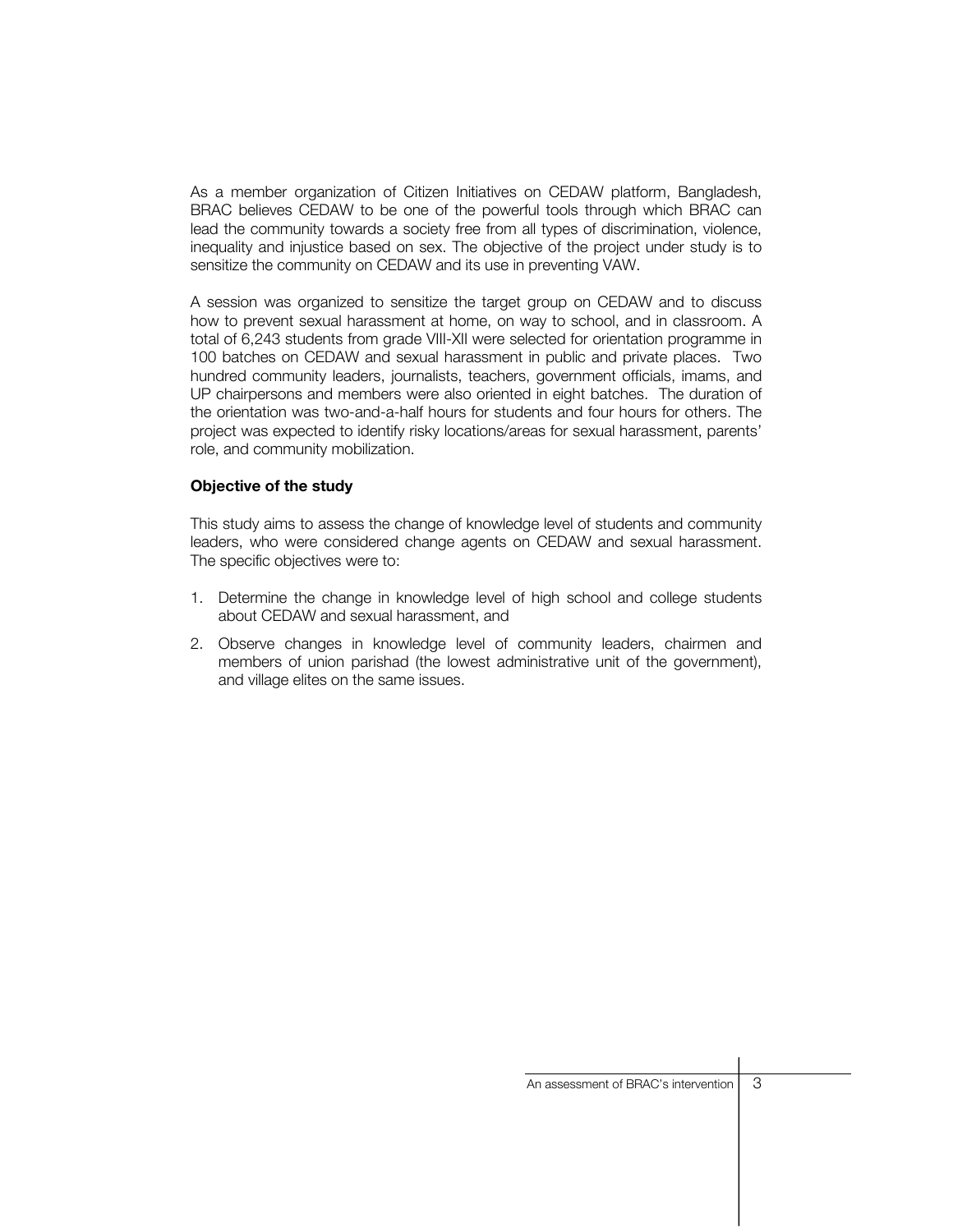As a member organization of Citizen Initiatives on CEDAW platform, Bangladesh, BRAC believes CEDAW to be one of the powerful tools through which BRAC can lead the community towards a society free from all types of discrimination, violence, inequality and injustice based on sex. The objective of the project under study is to sensitize the community on CEDAW and its use in preventing VAW.

A session was organized to sensitize the target group on CEDAW and to discuss how to prevent sexual harassment at home, on way to school, and in classroom. A total of 6,243 students from grade VIII-XII were selected for orientation programme in 100 batches on CEDAW and sexual harassment in public and private places. Two hundred community leaders, journalists, teachers, government officials, imams, and UP chairpersons and members were also oriented in eight batches. The duration of the orientation was two-and-a-half hours for students and four hours for others. The project was expected to identify risky locations/areas for sexual harassment, parents' role, and community mobilization.

**Objective of the study**

This study aims to assess the change of knowledge level of students and community leaders, who were considered change agents on CEDAW and sexual harassment. The specific objectives were to:

1. Determine the change in knowledge level of high school and college students about CEDAW and sexual harassment, and
2. Observe changes in knowledge level of community leaders, chairmen and members of union parishad (the lowest administrative unit of the government), and village elites on the same issues.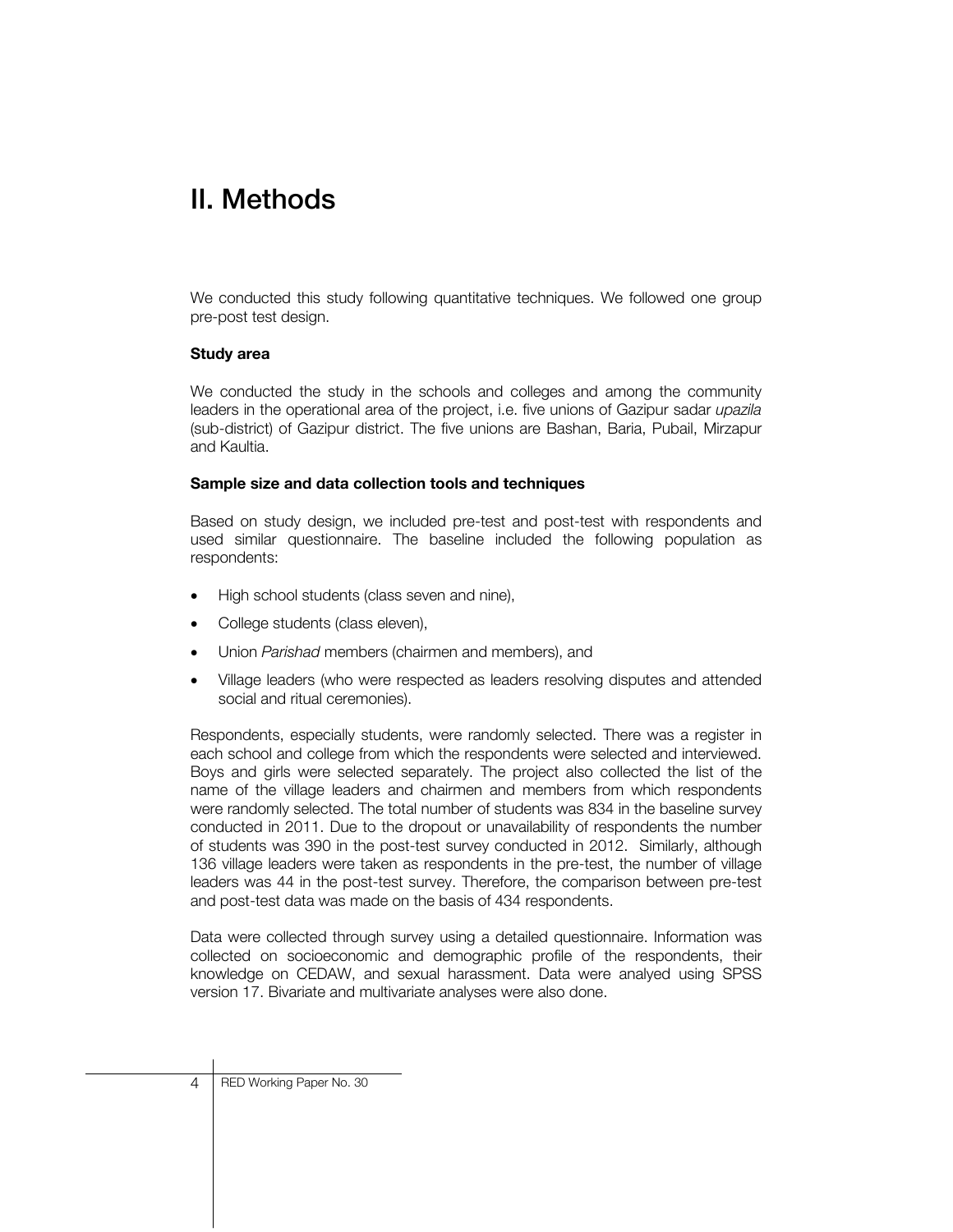# II. Methods

We conducted this study following quantitative techniques. We followed one group pre-post test design.

### Study area

We conducted the study in the schools and colleges and among the community leaders in the operational area of the project, i.e. five unions of Gazipur sadar *upazila* (sub-district) of Gazipur district. The five unions are Bashan, Baria, Pubail, Mirzapur and Kaultia.

### Sample size and data collection tools and techniques

Based on study design, we included pre-test and post-test with respondents and used similar questionnaire. The baseline included the following population as respondents:

- High school students (class seven and nine),
- College students (class eleven),
- Union *Parishad* members (chairmen and members), and
- Village leaders (who were respected as leaders resolving disputes and attended social and ritual ceremonies).

Respondents, especially students, were randomly selected. There was a register in each school and college from which the respondents were selected and interviewed. Boys and girls were selected separately. The project also collected the list of the name of the village leaders and chairmen and members from which respondents were randomly selected. The total number of students was 834 in the baseline survey conducted in 2011. Due to the dropout or unavailability of respondents the number of students was 390 in the post-test survey conducted in 2012. Similarly, although 136 village leaders were taken as respondents in the pre-test, the number of village leaders was 44 in the post-test survey. Therefore, the comparison between pre-test and post-test data was made on the basis of 434 respondents.

Data were collected through survey using a detailed questionnaire. Information was collected on socioeconomic and demographic profile of the respondents, their knowledge on CEDAW, and sexual harassment. Data were analyed using SPSS version 17. Bivariate and multivariate analyses were also done.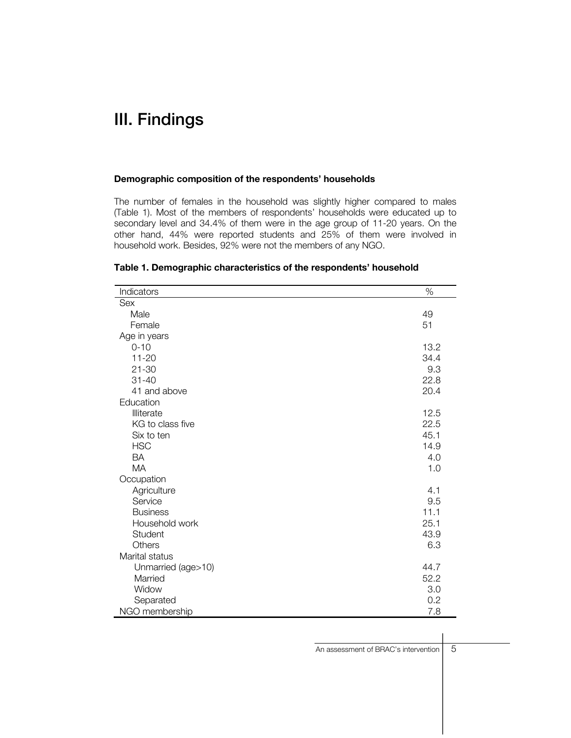# III. Findings

**Demographic composition of the respondents' households**

The number of females in the household was slightly higher compared to males (Table 1). Most of the members of respondents' households were educated up to secondary level and 34.4% of them were in the age group of 11-20 years. On the other hand, 44% were reported students and 25% of them were involved in household work. Besides, 92% were not the members of any NGO.

**Table 1. Demographic characteristics of the respondents' household**

| Indicators | % |
|---|---|
| Sex | |
| Male | 49 |
| Female | 51 |
| Age in years | |
| 0-10 | 13.2 |
| 11-20 | 34.4 |
| 21-30 | 9.3 |
| 31-40 | 22.8 |
| 41 and above | 20.4 |
| Education | |
| Illiterate | 12.5 |
| KG to class five | 22.5 |
| Six to ten | 45.1 |
| HSC | 14.9 |
| BA | 4.0 |
| MA | 1.0 |
| Occupation | |
| Agriculture | 4.1 |
| Service | 9.5 |
| Business | 11.1 |
| Household work | 25.1 |
| Student | 43.9 |
| Others | 6.3 |
| Marital status | |
| Unmarried (age>10) | 44.7 |
| Married | 52.2 |
| Widow | 3.0 |
| Separated | 0.2 |
| NGO membership | 7.8 |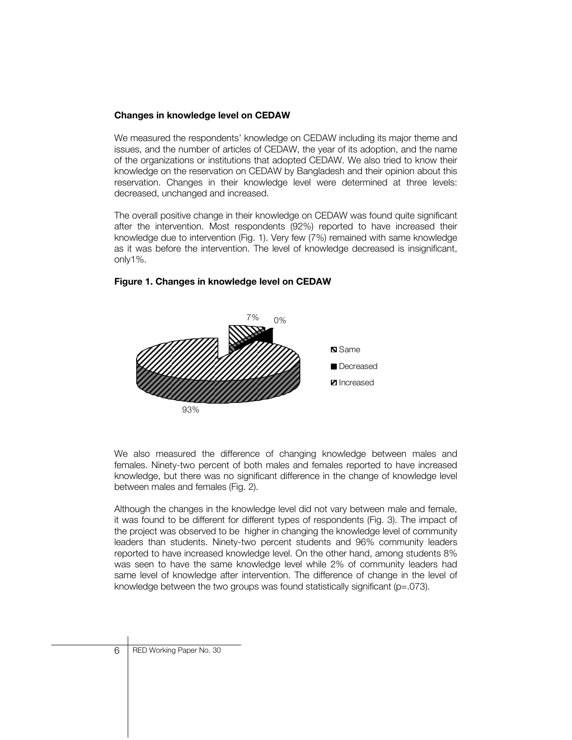### Changes in knowledge level on CEDAW

We measured the respondents' knowledge on CEDAW including its major theme and issues, and the number of articles of CEDAW, the year of its adoption, and the name of the organizations or institutions that adopted CEDAW. We also tried to know their knowledge on the reservation on CEDAW by Bangladesh and their opinion about this reservation. Changes in their knowledge level were determined at three levels: decreased, unchanged and increased.

The overall positive change in their knowledge on CEDAW was found quite significant after the intervention. Most respondents (92%) reported to have increased their knowledge due to intervention (Fig. 1). Very few (7%) remained with same knowledge as it was before the intervention. The level of knowledge decreased is insignificant, only1%.

**Figure 1. Changes in knowledge level on CEDAW**

7% 0%

Same
Decreased
Increased

93%

We also measured the difference of changing knowledge between males and females. Ninety-two percent of both males and females reported to have increased knowledge, but there was no significant difference in the change of knowledge level between males and females (Fig. 2).

Although the changes in the knowledge level did not vary between male and female, it was found to be different for different types of respondents (Fig. 3). The impact of the project was observed to be higher in changing the knowledge level of community leaders than students. Ninety-two percent students and 96% community leaders reported to have increased knowledge level. On the other hand, among students 8% was seen to have the same knowledge level while 2% of community leaders had same level of knowledge after intervention. The difference of change in the level of knowledge between the two groups was found statistically significant ($p$=.073).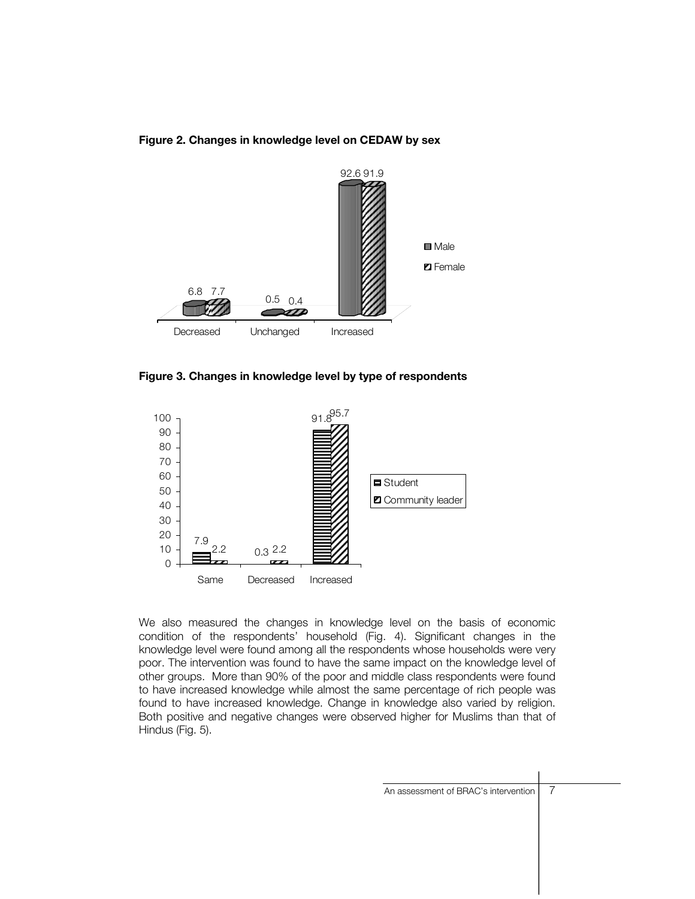**Figure 2. Changes in knowledge level on CEDAW by sex**

| | Male | Female |
|---|---|---|
| Decreased | 6.8 | 7.7 |
| Unchanged | 0.5 | 0.4 |
| Increased | 92.6 | 91.9 |

**Figure 3. Changes in knowledge level by type of respondents**

| | Student | Community leader |
|---|---|---|
| Same | 7.9 | 2.2 |
| Decreased | 0.3 | 2.2 |
| Increased | 91.8 | 95.7 |

We also measured the changes in knowledge level on the basis of economic condition of the respondents' household (Fig. 4). Significant changes in the knowledge level were found among all the respondents whose households were very poor. The intervention was found to have the same impact on the knowledge level of other groups. More than 90% of the poor and middle class respondents were found to have increased knowledge while almost the same percentage of rich people was found to have increased knowledge. Change in knowledge also varied by religion. Both positive and negative changes were observed higher for Muslims than that of Hindus (Fig. 5).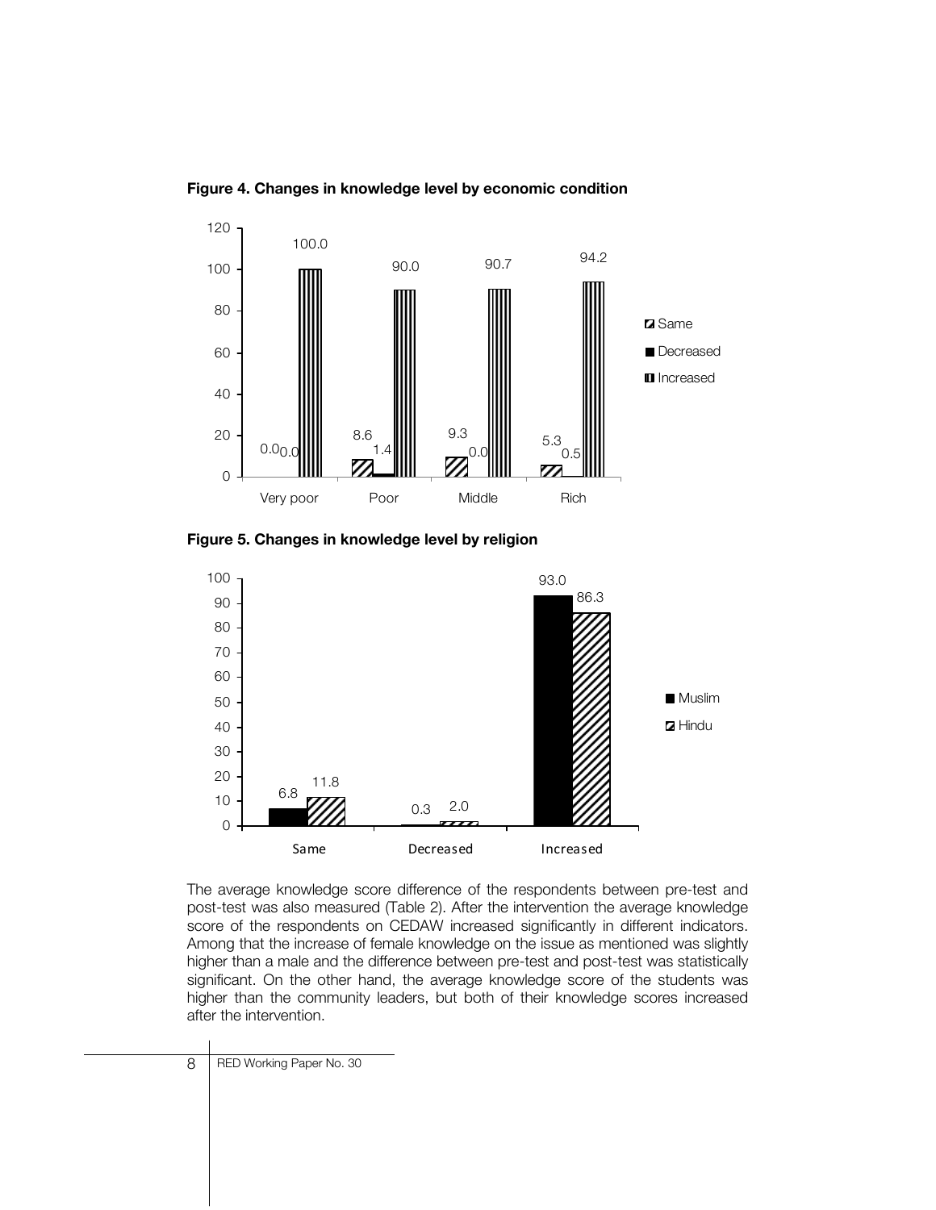**Figure 4. Changes in knowledge level by economic condition**

**Figure 5. Changes in knowledge level by religion**

The average knowledge score difference of the respondents between pre-test and post-test was also measured (Table 2). After the intervention the average knowledge score of the respondents on CEDAW increased significantly in different indicators. Among that the increase of female knowledge on the issue as mentioned was slightly higher than a male and the difference between pre-test and post-test was statistically significant. On the other hand, the average knowledge score of the students was higher than the community leaders, but both of their knowledge scores increased after the intervention.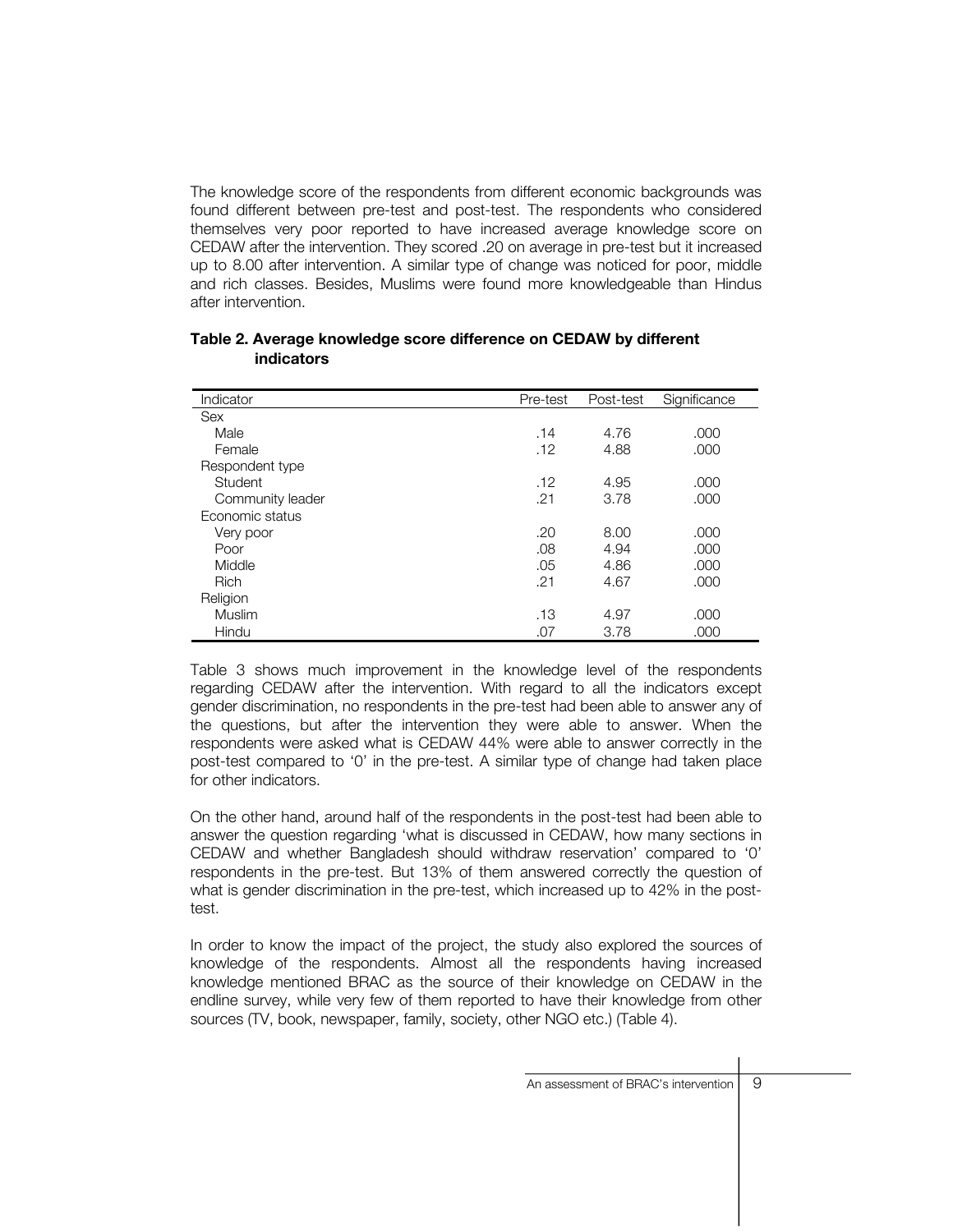The knowledge score of the respondents from different economic backgrounds was found different between pre-test and post-test. The respondents who considered themselves very poor reported to have increased average knowledge score on CEDAW after the intervention. They scored .20 on average in pre-test but it increased up to 8.00 after intervention. A similar type of change was noticed for poor, middle and rich classes. Besides, Muslims were found more knowledgeable than Hindus after intervention.

**Table 2. Average knowledge score difference on CEDAW by different indicators**

| Indicator | Pre-test | Post-test | Significance |
|---|---|---|---|
| Sex | | | |
| Male | .14 | 4.76 | .000 |
| Female | .12 | 4.88 | .000 |
| Respondent type | | | |
| Student | .12 | 4.95 | .000 |
| Community leader | .21 | 3.78 | .000 |
| Economic status | | | |
| Very poor | .20 | 8.00 | .000 |
| Poor | .08 | 4.94 | .000 |
| Middle | .05 | 4.86 | .000 |
| Rich | .21 | 4.67 | .000 |
| Religion | | | |
| Muslim | .13 | 4.97 | .000 |
| Hindu | .07 | 3.78 | .000 |

Table 3 shows much improvement in the knowledge level of the respondents regarding CEDAW after the intervention. With regard to all the indicators except gender discrimination, no respondents in the pre-test had been able to answer any of the questions, but after the intervention they were able to answer. When the respondents were asked what is CEDAW 44% were able to answer correctly in the post-test compared to '0' in the pre-test. A similar type of change had taken place for other indicators.

On the other hand, around half of the respondents in the post-test had been able to answer the question regarding 'what is discussed in CEDAW, how many sections in CEDAW and whether Bangladesh should withdraw reservation' compared to '0' respondents in the pre-test. But 13% of them answered correctly the question of what is gender discrimination in the pre-test, which increased up to 42% in the post-test.

In order to know the impact of the project, the study also explored the sources of knowledge of the respondents. Almost all the respondents having increased knowledge mentioned BRAC as the source of their knowledge on CEDAW in the endline survey, while very few of them reported to have their knowledge from other sources (TV, book, newspaper, family, society, other NGO etc.) (Table 4).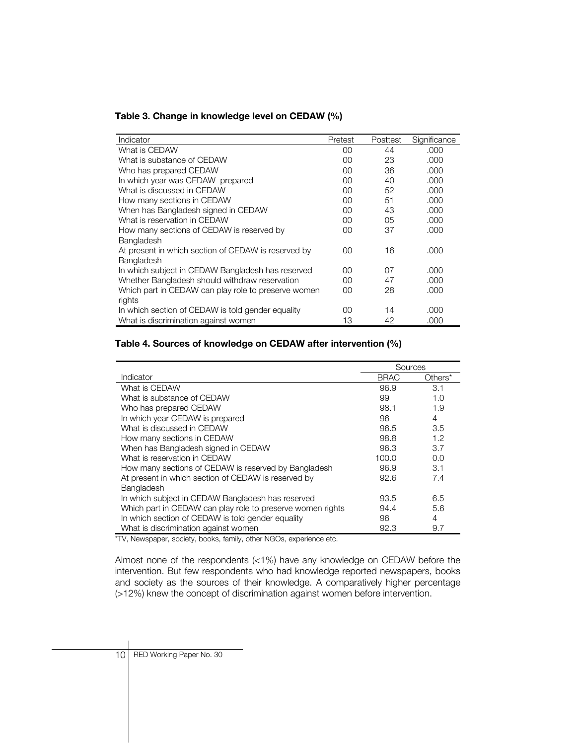**Table 3. Change in knowledge level on CEDAW (%)**

| Indicator | Pretest | Posttest | Significance |
|---|---|---|---|
| What is CEDAW | 00 | 44 | .000 |
| What is substance of CEDAW | 00 | 23 | .000 |
| Who has prepared CEDAW | 00 | 36 | .000 |
| In which year was CEDAW prepared | 00 | 40 | .000 |
| What is discussed in CEDAW | 00 | 52 | .000 |
| How many sections in CEDAW | 00 | 51 | .000 |
| When has Bangladesh signed in CEDAW | 00 | 43 | .000 |
| What is reservation in CEDAW | 00 | 05 | .000 |
| How many sections of CEDAW is reserved by Bangladesh | 00 | 37 | .000 |
| At present in which section of CEDAW is reserved by Bangladesh | 00 | 16 | .000 |
| In which subject in CEDAW Bangladesh has reserved | 00 | 07 | .000 |
| Whether Bangladesh should withdraw reservation | 00 | 47 | .000 |
| Which part in CEDAW can play role to preserve women rights | 00 | 28 | .000 |
| In which section of CEDAW is told gender equality | 00 | 14 | .000 |
| What is discrimination against women | 13 | 42 | .000 |

**Table 4. Sources of knowledge on CEDAW after intervention (%)**

| | Sources | |
|---|---|---|
| Indicator | BRAC | Others* |
| What is CEDAW | 96.9 | 3.1 |
| What is substance of CEDAW | 99 | 1.0 |
| Who has prepared CEDAW | 98.1 | 1.9 |
| In which year CEDAW is prepared | 96 | 4 |
| What is discussed in CEDAW | 96.5 | 3.5 |
| How many sections in CEDAW | 98.8 | 1.2 |
| When has Bangladesh signed in CEDAW | 96.3 | 3.7 |
| What is reservation in CEDAW | 100.0 | 0.0 |
| How many sections of CEDAW is reserved by Bangladesh | 96.9 | 3.1 |
| At present in which section of CEDAW is reserved by Bangladesh | 92.6 | 7.4 |
| In which subject in CEDAW Bangladesh has reserved | 93.5 | 6.5 |
| Which part in CEDAW can play role to preserve women rights | 94.4 | 5.6 |
| In which section of CEDAW is told gender equality | 96 | 4 |
| What is discrimination against women | 92.3 | 9.7 |

*TV, Newspaper, society, books, family, other NGOs, experience etc.

Almost none of the respondents (<1%) have any knowledge on CEDAW before the intervention. But few respondents who had knowledge reported newspapers, books and society as the sources of their knowledge. A comparatively higher percentage (>12%) knew the concept of discrimination against women before intervention.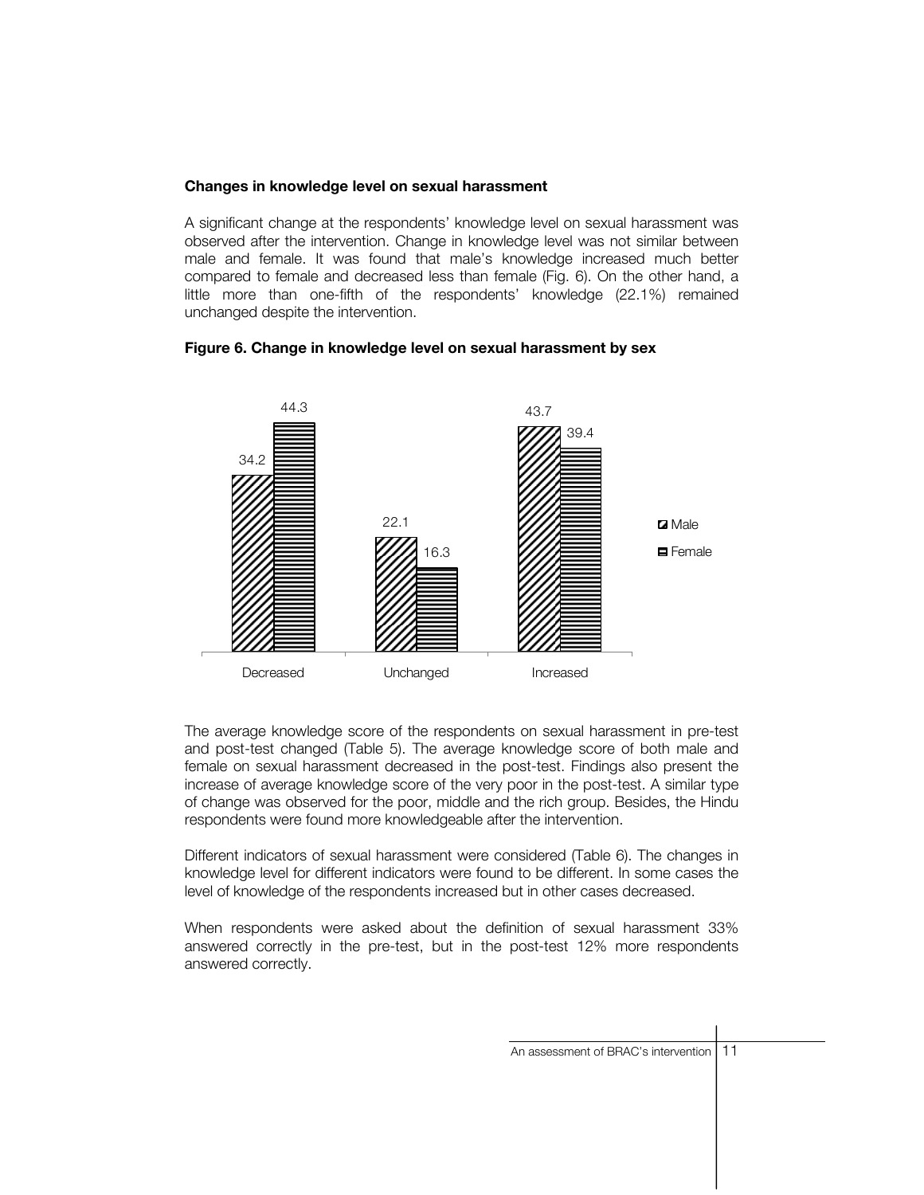### Changes in knowledge level on sexual harassment

A significant change at the respondents' knowledge level on sexual harassment was observed after the intervention. Change in knowledge level was not similar between male and female. It was found that male's knowledge increased much better compared to female and decreased less than female (Fig. 6). On the other hand, a little more than one-fifth of the respondents' knowledge (22.1%) remained unchanged despite the intervention.

**Figure 6. Change in knowledge level on sexual harassment by sex**

| | Male | Female |
|---|---|---|
| Decreased | 34.2 | 44.3 |
| Unchanged | 22.1 | 16.3 |
| Increased | 43.7 | 39.4 |

The average knowledge score of the respondents on sexual harassment in pre-test and post-test changed (Table 5). The average knowledge score of both male and female on sexual harassment decreased in the post-test. Findings also present the increase of average knowledge score of the very poor in the post-test. A similar type of change was observed for the poor, middle and the rich group. Besides, the Hindu respondents were found more knowledgeable after the intervention.

Different indicators of sexual harassment were considered (Table 6). The changes in knowledge level for different indicators were found to be different. In some cases the level of knowledge of the respondents increased but in other cases decreased.

When respondents were asked about the definition of sexual harassment 33% answered correctly in the pre-test, but in the post-test 12% more respondents answered correctly.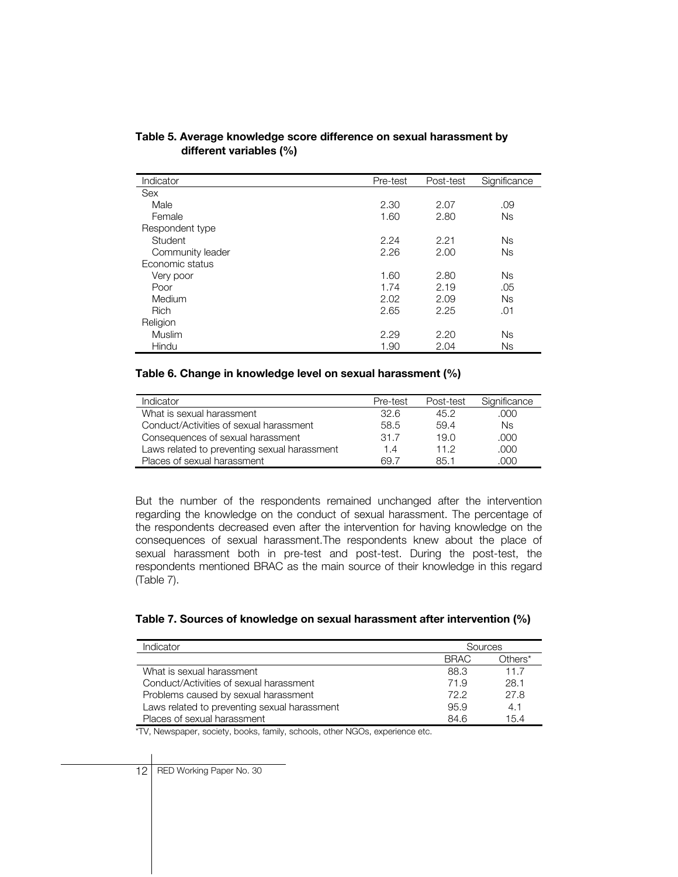**Table 5. Average knowledge score difference on sexual harassment by different variables (%)**

| Indicator | Pre-test | Post-test | Significance |
|---|---|---|---|
| Sex | | | |
| Male | 2.30 | 2.07 | .09 |
| Female | 1.60 | 2.80 | Ns |
| Respondent type | | | |
| Student | 2.24 | 2.21 | Ns |
| Community leader | 2.26 | 2.00 | Ns |
| Economic status | | | |
| Very poor | 1.60 | 2.80 | Ns |
| Poor | 1.74 | 2.19 | .05 |
| Medium | 2.02 | 2.09 | Ns |
| Rich | 2.65 | 2.25 | .01 |
| Religion | | | |
| Muslim | 2.29 | 2.20 | Ns |
| Hindu | 1.90 | 2.04 | Ns |

**Table 6. Change in knowledge level on sexual harassment (%)**

| Indicator | Pre-test | Post-test | Significance |
|---|---|---|---|
| What is sexual harassment | 32.6 | 45.2 | .000 |
| Conduct/Activities of sexual harassment | 58.5 | 59.4 | Ns |
| Consequences of sexual harassment | 31.7 | 19.0 | .000 |
| Laws related to preventing sexual harassment | 1.4 | 11.2 | .000 |
| Places of sexual harassment | 69.7 | 85.1 | .000 |

But the number of the respondents remained unchanged after the intervention regarding the knowledge on the conduct of sexual harassment. The percentage of the respondents decreased even after the intervention for having knowledge on the consequences of sexual harassment.The respondents knew about the place of sexual harassment both in pre-test and post-test. During the post-test, the respondents mentioned BRAC as the main source of their knowledge in this regard (Table 7).

**Table 7. Sources of knowledge on sexual harassment after intervention (%)**

| Indicator | Sources | |
|---|---|---|
| | BRAC | Others* |
| What is sexual harassment | 88.3 | 11.7 |
| Conduct/Activities of sexual harassment | 71.9 | 28.1 |
| Problems caused by sexual harassment | 72.2 | 27.8 |
| Laws related to preventing sexual harassment | 95.9 | 4.1 |
| Places of sexual harassment | 84.6 | 15.4 |

*TV, Newspaper, society, books, family, schools, other NGOs, experience etc.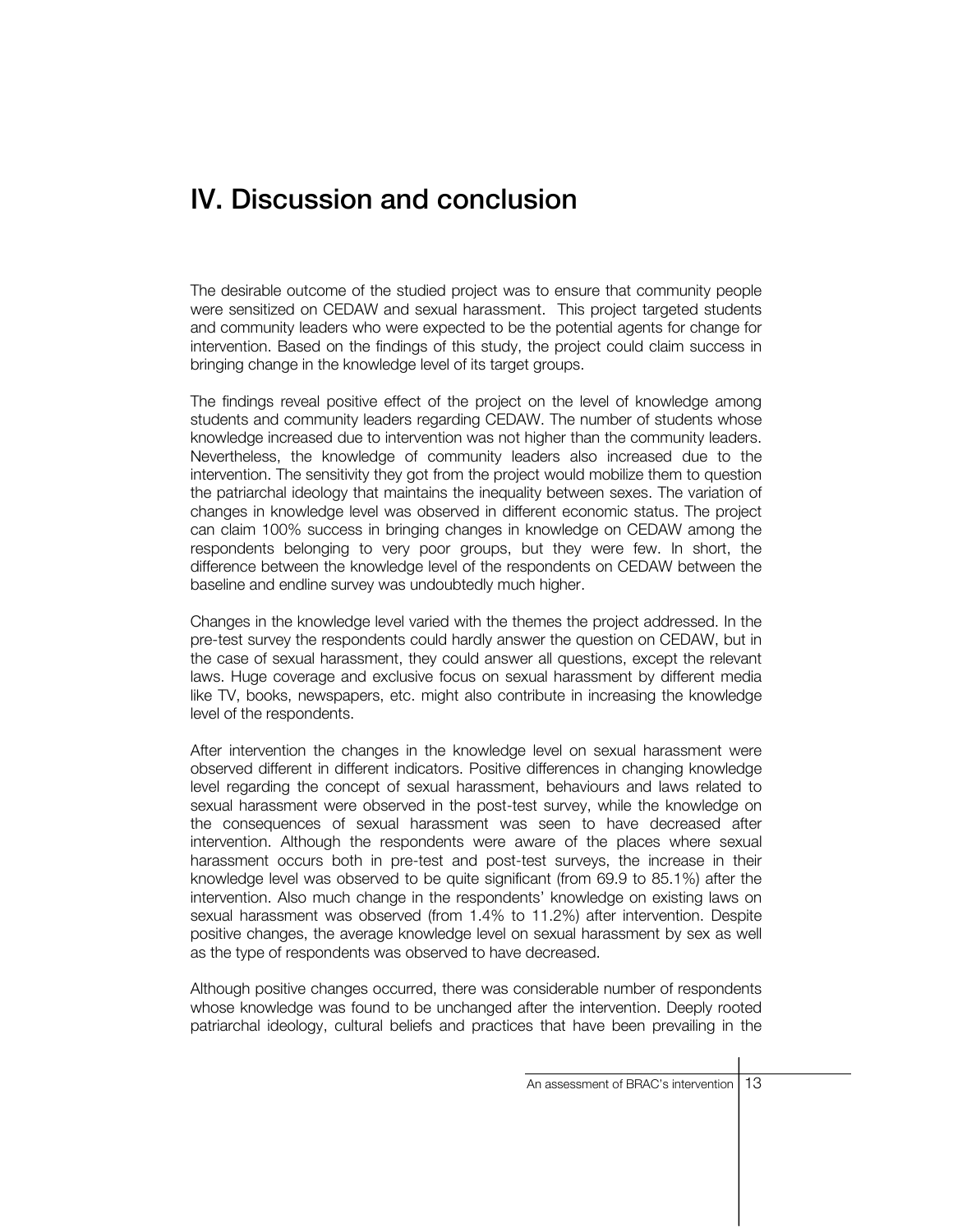# IV. Discussion and conclusion

The desirable outcome of the studied project was to ensure that community people were sensitized on CEDAW and sexual harassment. This project targeted students and community leaders who were expected to be the potential agents for change for intervention. Based on the findings of this study, the project could claim success in bringing change in the knowledge level of its target groups.

The findings reveal positive effect of the project on the level of knowledge among students and community leaders regarding CEDAW. The number of students whose knowledge increased due to intervention was not higher than the community leaders. Nevertheless, the knowledge of community leaders also increased due to the intervention. The sensitivity they got from the project would mobilize them to question the patriarchal ideology that maintains the inequality between sexes. The variation of changes in knowledge level was observed in different economic status. The project can claim 100% success in bringing changes in knowledge on CEDAW among the respondents belonging to very poor groups, but they were few. In short, the difference between the knowledge level of the respondents on CEDAW between the baseline and endline survey was undoubtedly much higher.

Changes in the knowledge level varied with the themes the project addressed. In the pre-test survey the respondents could hardly answer the question on CEDAW, but in the case of sexual harassment, they could answer all questions, except the relevant laws. Huge coverage and exclusive focus on sexual harassment by different media like TV, books, newspapers, etc. might also contribute in increasing the knowledge level of the respondents.

After intervention the changes in the knowledge level on sexual harassment were observed different in different indicators. Positive differences in changing knowledge level regarding the concept of sexual harassment, behaviours and laws related to sexual harassment were observed in the post-test survey, while the knowledge on the consequences of sexual harassment was seen to have decreased after intervention. Although the respondents were aware of the places where sexual harassment occurs both in pre-test and post-test surveys, the increase in their knowledge level was observed to be quite significant (from 69.9 to 85.1%) after the intervention. Also much change in the respondents' knowledge on existing laws on sexual harassment was observed (from 1.4% to 11.2%) after intervention. Despite positive changes, the average knowledge level on sexual harassment by sex as well as the type of respondents was observed to have decreased.

Although positive changes occurred, there was considerable number of respondents whose knowledge was found to be unchanged after the intervention. Deeply rooted patriarchal ideology, cultural beliefs and practices that have been prevailing in the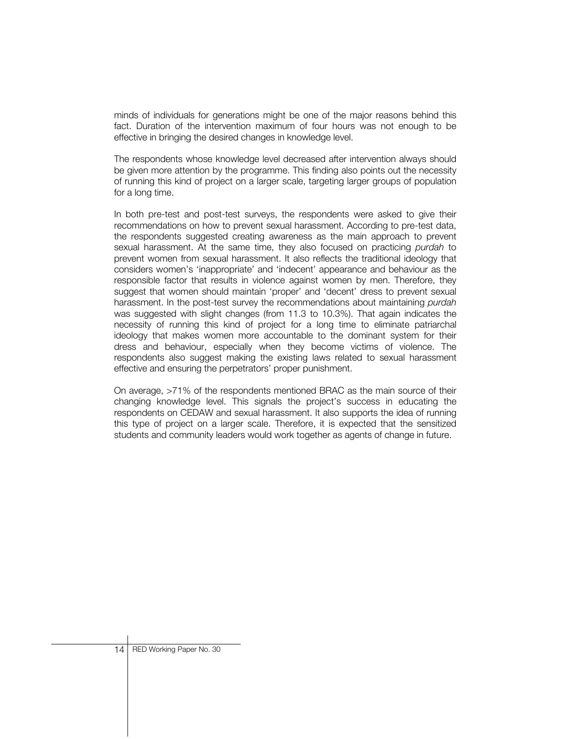minds of individuals for generations might be one of the major reasons behind this fact. Duration of the intervention maximum of four hours was not enough to be effective in bringing the desired changes in knowledge level.

The respondents whose knowledge level decreased after intervention always should be given more attention by the programme. This finding also points out the necessity of running this kind of project on a larger scale, targeting larger groups of population for a long time.

In both pre-test and post-test surveys, the respondents were asked to give their recommendations on how to prevent sexual harassment. According to pre-test data, the respondents suggested creating awareness as the main approach to prevent sexual harassment. At the same time, they also focused on practicing *purdah* to prevent women from sexual harassment. It also reflects the traditional ideology that considers women's 'inappropriate' and 'indecent' appearance and behaviour as the responsible factor that results in violence against women by men. Therefore, they suggest that women should maintain 'proper' and 'decent' dress to prevent sexual harassment. In the post-test survey the recommendations about maintaining *purdah* was suggested with slight changes (from 11.3 to 10.3%). That again indicates the necessity of running this kind of project for a long time to eliminate patriarchal ideology that makes women more accountable to the dominant system for their dress and behaviour, especially when they become victims of violence. The respondents also suggest making the existing laws related to sexual harassment effective and ensuring the perpetrators' proper punishment.

On average, >71% of the respondents mentioned BRAC as the main source of their changing knowledge level. This signals the project's success in educating the respondents on CEDAW and sexual harassment. It also supports the idea of running this type of project on a larger scale. Therefore, it is expected that the sensitized students and community leaders would work together as agents of change in future.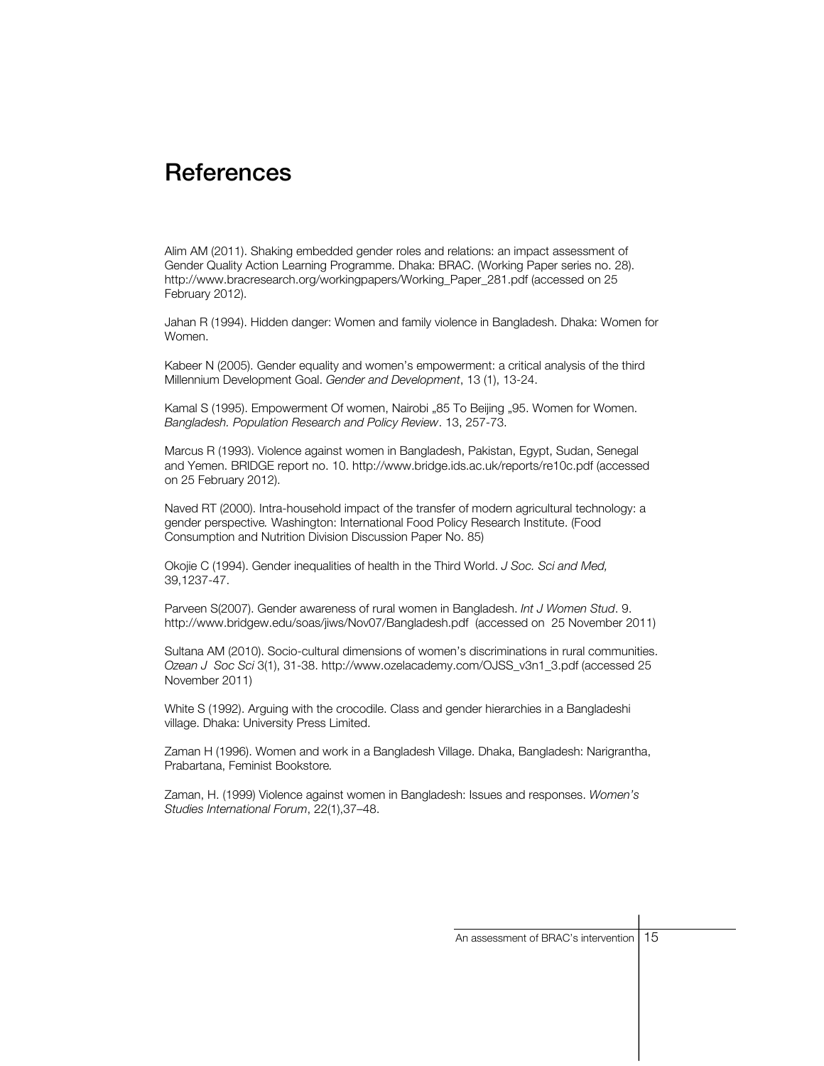# References

Alim AM (2011). Shaking embedded gender roles and relations: an impact assessment of Gender Quality Action Learning Programme. Dhaka: BRAC. (Working Paper series no. 28). http://www.bracresearch.org/workingpapers/Working_Paper_281.pdf (accessed on 25 February 2012).

Jahan R (1994). Hidden danger: Women and family violence in Bangladesh. Dhaka: Women for Women.

Kabeer N (2005). Gender equality and women's empowerment: a critical analysis of the third Millennium Development Goal. *Gender and Development*, 13 (1), 13-24.

Kamal S (1995). Empowerment Of women, Nairobi „85 To Beijing „95. Women for Women. *Bangladesh. Population Research and Policy Review*. 13, 257-73.

Marcus R (1993). Violence against women in Bangladesh, Pakistan, Egypt, Sudan, Senegal and Yemen. BRIDGE report no. 10. http://www.bridge.ids.ac.uk/reports/re10c.pdf (accessed on 25 February 2012).

Naved RT (2000). Intra-household impact of the transfer of modern agricultural technology: a gender perspective. Washington: International Food Policy Research Institute. (Food Consumption and Nutrition Division Discussion Paper No. 85)

Okojie C (1994). Gender inequalities of health in the Third World. *J Soc. Sci and Med,* 39,1237-47.

Parveen S(2007). Gender awareness of rural women in Bangladesh. *Int J Women Stud*. 9. http://www.bridgew.edu/soas/jiws/Nov07/Bangladesh.pdf (accessed on 25 November 2011)

Sultana AM (2010). Socio-cultural dimensions of women's discriminations in rural communities. *Ozean J Soc Sci* 3(1), 31-38. http://www.ozelacademy.com/OJSS_v3n1_3.pdf (accessed 25 November 2011)

White S (1992). Arguing with the crocodile. Class and gender hierarchies in a Bangladeshi village. Dhaka: University Press Limited.

Zaman H (1996). Women and work in a Bangladesh Village. Dhaka, Bangladesh: Narigrantha, Prabartana, Feminist Bookstore.

Zaman, H. (1999) Violence against women in Bangladesh: Issues and responses. *Women's Studies International Forum*, 22(1),37–48.